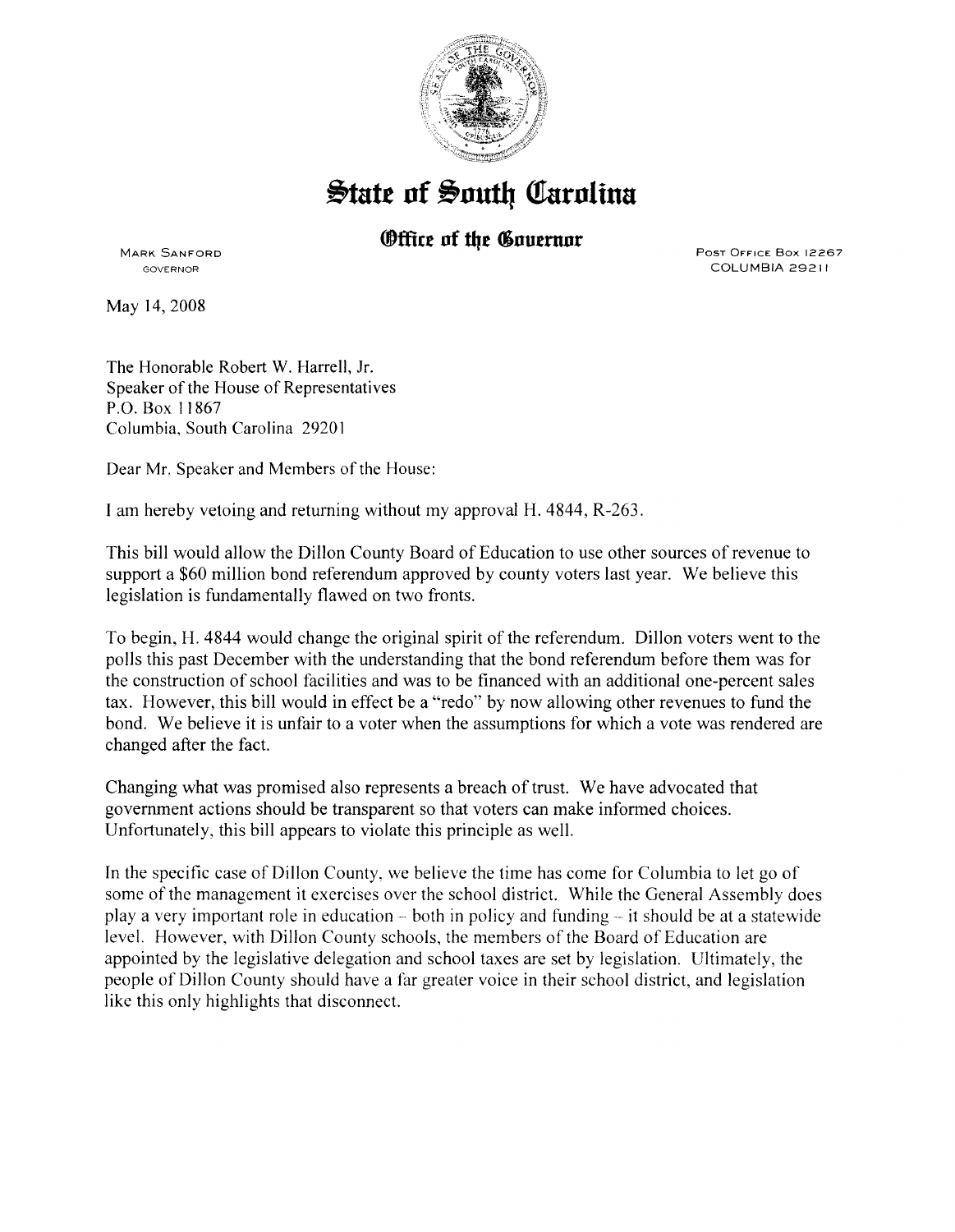# State of South Carolina

## Office of the Governor

MARK SANFORD
GOVERNOR

POST OFFICE BOX 12267
COLUMBIA 29211

May 14, 2008

The Honorable Robert W. Harrell, Jr.
Speaker of the House of Representatives
P.O. Box 11867
Columbia, South Carolina 29201

Dear Mr. Speaker and Members of the House:

I am hereby vetoing and returning without my approval H. 4844, R-263.

This bill would allow the Dillon County Board of Education to use other sources of revenue to support a $60 million bond referendum approved by county voters last year. We believe this legislation is fundamentally flawed on two fronts.

To begin, H. 4844 would change the original spirit of the referendum. Dillon voters went to the polls this past December with the understanding that the bond referendum before them was for the construction of school facilities and was to be financed with an additional one-percent sales tax. However, this bill would in effect be a "redo" by now allowing other revenues to fund the bond. We believe it is unfair to a voter when the assumptions for which a vote was rendered are changed after the fact.

Changing what was promised also represents a breach of trust. We have advocated that government actions should be transparent so that voters can make informed choices. Unfortunately, this bill appears to violate this principle as well.

In the specific case of Dillon County, we believe the time has come for Columbia to let go of some of the management it exercises over the school district. While the General Assembly does play a very important role in education – both in policy and funding – it should be at a statewide level. However, with Dillon County schools, the members of the Board of Education are appointed by the legislative delegation and school taxes are set by legislation. Ultimately, the people of Dillon County should have a far greater voice in their school district, and legislation like this only highlights that disconnect.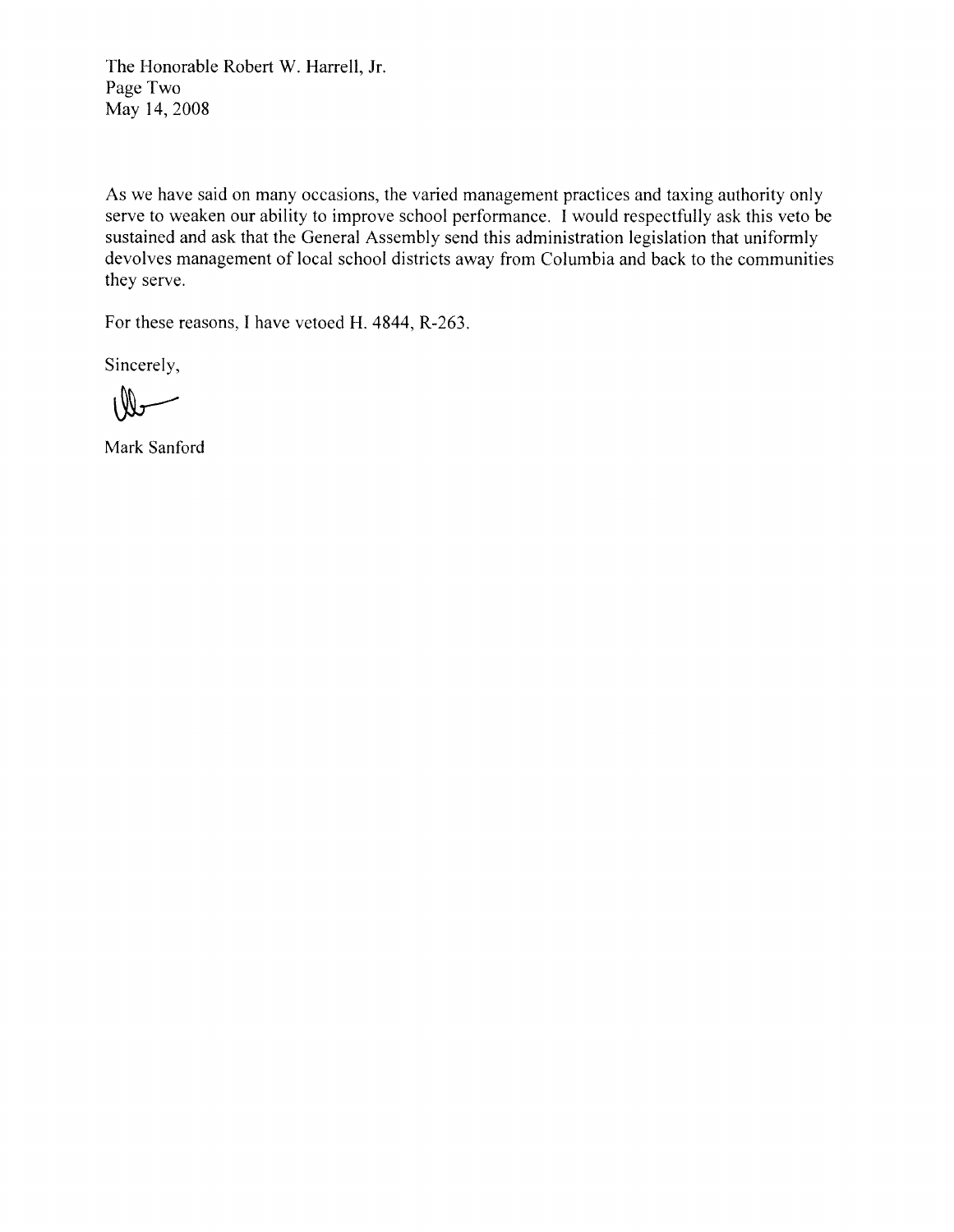As we have said on many occasions, the varied management practices and taxing authority only serve to weaken our ability to improve school performance. I would respectfully ask this veto be sustained and ask that the General Assembly send this administration legislation that uniformly devolves management of local school districts away from Columbia and back to the communities they serve.

For these reasons, I have vetoed H. 4844, R-263.

Sincerely,

Mark Sanford